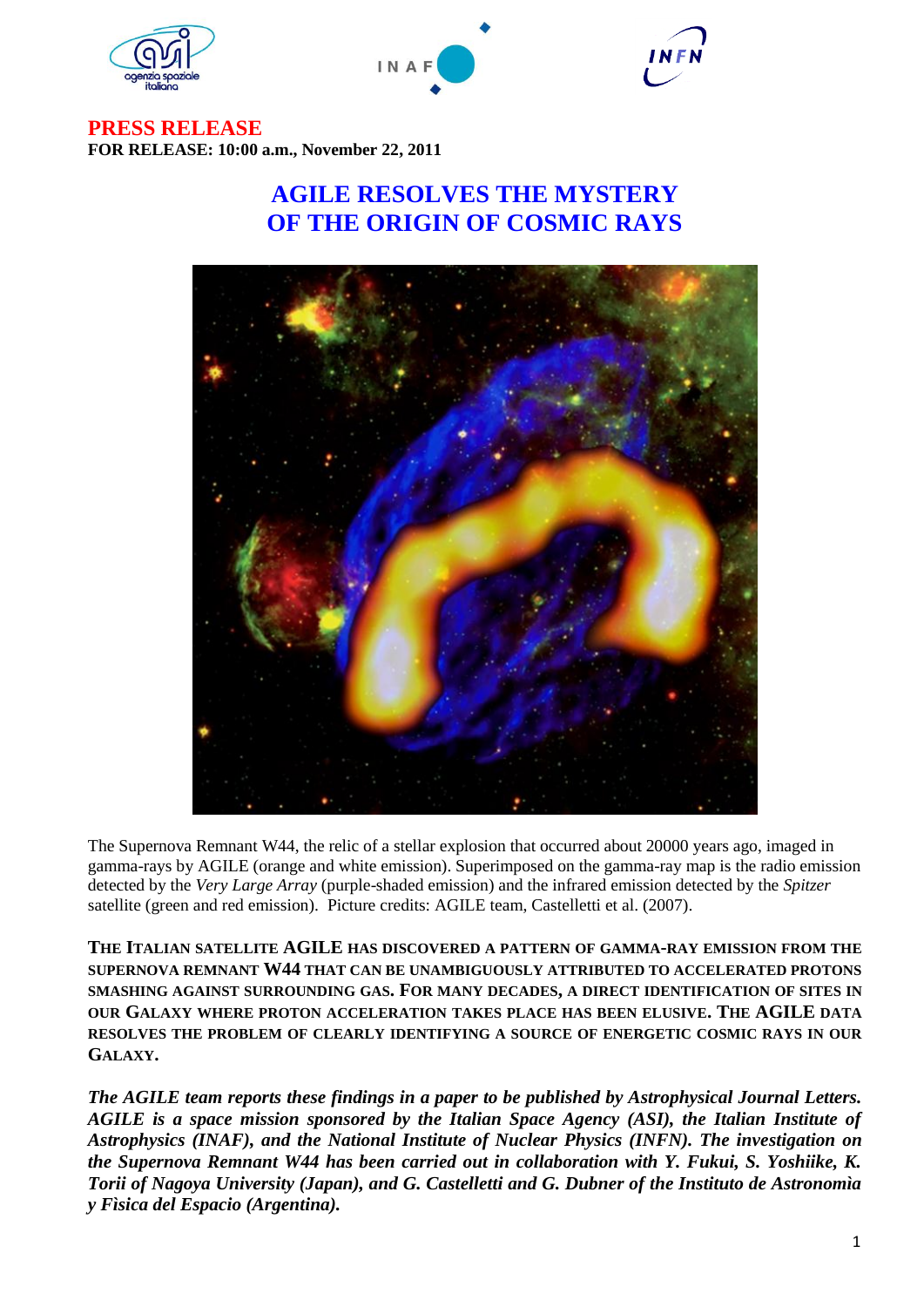**PRESS RELEASE**
**FOR RELEASE: 10:00 a.m., November 22, 2011**

# AGILE RESOLVES THE MYSTERY OF THE ORIGIN OF COSMIC RAYS

The Supernova Remnant W44, the relic of a stellar explosion that occurred about 20000 years ago, imaged in gamma-rays by AGILE (orange and white emission). Superimposed on the gamma-ray map is the radio emission detected by the *Very Large Array* (purple-shaded emission) and the infrared emission detected by the *Spitzer* satellite (green and red emission). Picture credits: AGILE team, Castelletti et al. (2007).

**THE ITALIAN SATELLITE AGILE HAS DISCOVERED A PATTERN OF GAMMA-RAY EMISSION FROM THE SUPERNOVA REMNANT W44 THAT CAN BE UNAMBIGUOUSLY ATTRIBUTED TO ACCELERATED PROTONS SMASHING AGAINST SURROUNDING GAS. FOR MANY DECADES, A DIRECT IDENTIFICATION OF SITES IN OUR GALAXY WHERE PROTON ACCELERATION TAKES PLACE HAS BEEN ELUSIVE. THE AGILE DATA RESOLVES THE PROBLEM OF CLEARLY IDENTIFYING A SOURCE OF ENERGETIC COSMIC RAYS IN OUR GALAXY.**

***The AGILE team reports these findings in a paper to be published by Astrophysical Journal Letters. AGILE is a space mission sponsored by the Italian Space Agency (ASI), the Italian Institute of Astrophysics (INAF), and the National Institute of Nuclear Physics (INFN). The investigation on the Supernova Remnant W44 has been carried out in collaboration with Y. Fukui, S. Yoshiike, K. Torii of Nagoya University (Japan), and G. Castelletti and G. Dubner of the Instituto de Astronomìa y Fìsica del Espacio (Argentina).***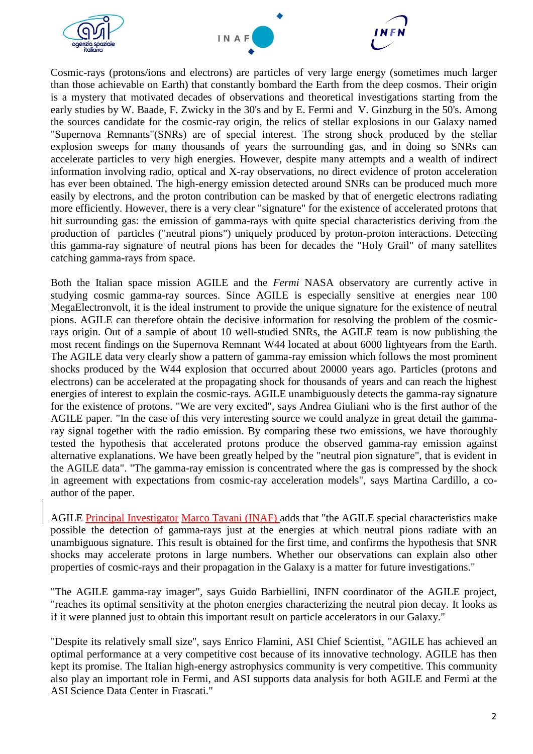Cosmic-rays (protons/ions and electrons) are particles of very large energy (sometimes much larger than those achievable on Earth) that constantly bombard the Earth from the deep cosmos. Their origin is a mystery that motivated decades of observations and theoretical investigations starting from the early studies by W. Baade, F. Zwicky in the 30's and by E. Fermi and V. Ginzburg in the 50's. Among the sources candidate for the cosmic-ray origin, the relics of stellar explosions in our Galaxy named "Supernova Remnants"(SNRs) are of special interest. The strong shock produced by the stellar explosion sweeps for many thousands of years the surrounding gas, and in doing so SNRs can accelerate particles to very high energies. However, despite many attempts and a wealth of indirect information involving radio, optical and X-ray observations, no direct evidence of proton acceleration has ever been obtained. The high-energy emission detected around SNRs can be produced much more easily by electrons, and the proton contribution can be masked by that of energetic electrons radiating more efficiently. However, there is a very clear "signature" for the existence of accelerated protons that hit surrounding gas: the emission of gamma-rays with quite special characteristics deriving from the production of particles ("neutral pions") uniquely produced by proton-proton interactions. Detecting this gamma-ray signature of neutral pions has been for decades the "Holy Grail" of many satellites catching gamma-rays from space.

Both the Italian space mission AGILE and the *Fermi* NASA observatory are currently active in studying cosmic gamma-ray sources. Since AGILE is especially sensitive at energies near 100 MegaElectronvolt, it is the ideal instrument to provide the unique signature for the existence of neutral pions. AGILE can therefore obtain the decisive information for resolving the problem of the cosmic-rays origin. Out of a sample of about 10 well-studied SNRs, the AGILE team is now publishing the most recent findings on the Supernova Remnant W44 located at about 6000 lightyears from the Earth. The AGILE data very clearly show a pattern of gamma-ray emission which follows the most prominent shocks produced by the W44 explosion that occurred about 20000 years ago. Particles (protons and electrons) can be accelerated at the propagating shock for thousands of years and can reach the highest energies of interest to explain the cosmic-rays. AGILE unambiguously detects the gamma-ray signature for the existence of protons. "We are very excited", says Andrea Giuliani who is the first author of the AGILE paper. "In the case of this very interesting source we could analyze in great detail the gamma-ray signal together with the radio emission. By comparing these two emissions, we have thoroughly tested the hypothesis that accelerated protons produce the observed gamma-ray emission against alternative explanations. We have been greatly helped by the "neutral pion signature", that is evident in the AGILE data". "The gamma-ray emission is concentrated where the gas is compressed by the shock in agreement with expectations from cosmic-ray acceleration models", says Martina Cardillo, a co-author of the paper.

AGILE Principal Investigator Marco Tavani (INAF) adds that "the AGILE special characteristics make possible the detection of gamma-rays just at the energies at which neutral pions radiate with an unambiguous signature. This result is obtained for the first time, and confirms the hypothesis that SNR shocks may accelerate protons in large numbers. Whether our observations can explain also other properties of cosmic-rays and their propagation in the Galaxy is a matter for future investigations."

"The AGILE gamma-ray imager", says Guido Barbiellini, INFN coordinator of the AGILE project, "reaches its optimal sensitivity at the photon energies characterizing the neutral pion decay. It looks as if it were planned just to obtain this important result on particle accelerators in our Galaxy."

"Despite its relatively small size", says Enrico Flamini, ASI Chief Scientist, "AGILE has achieved an optimal performance at a very competitive cost because of its innovative technology. AGILE has then kept its promise. The Italian high-energy astrophysics community is very competitive. This community also play an important role in Fermi, and ASI supports data analysis for both AGILE and Fermi at the ASI Science Data Center in Frascati."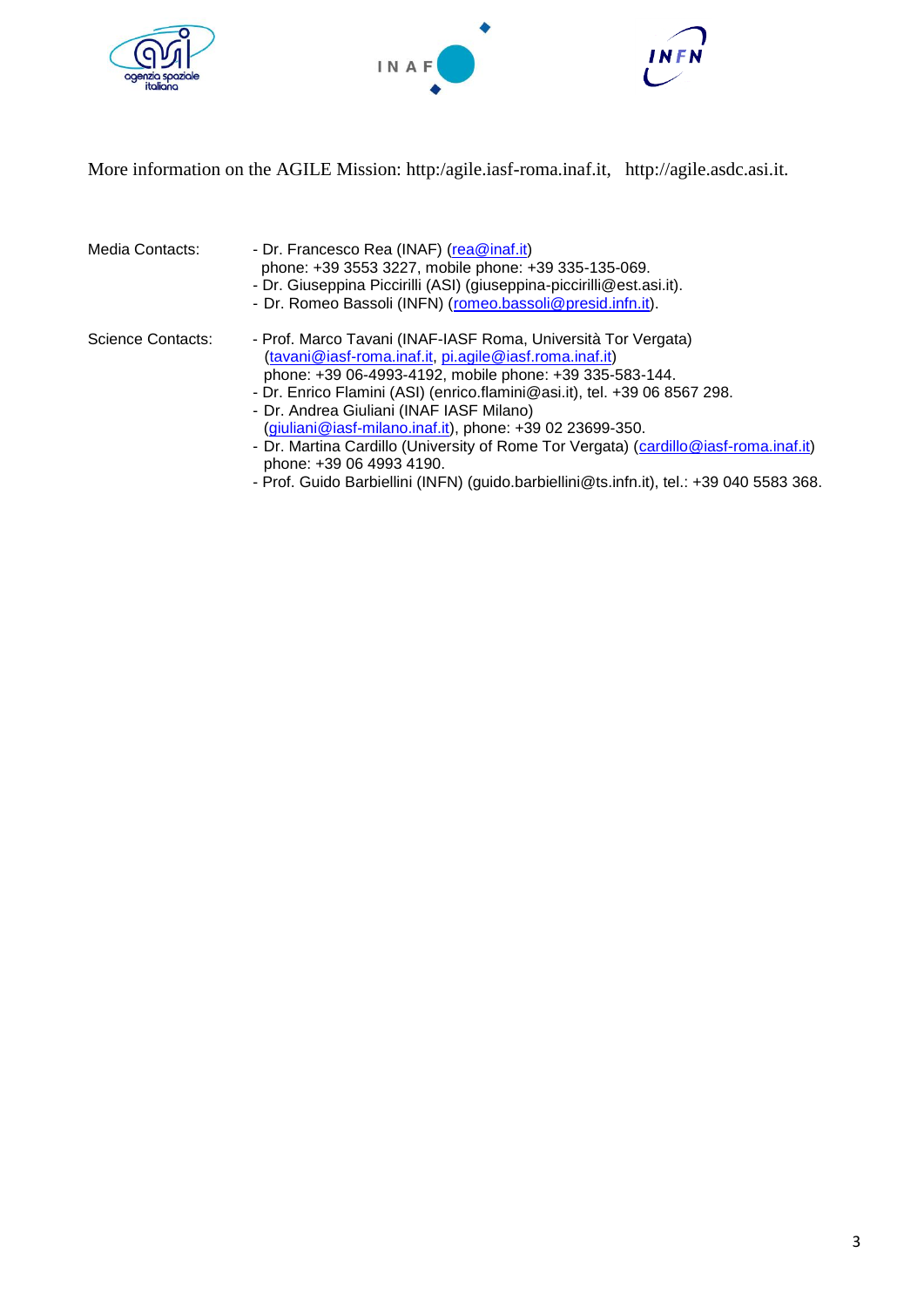More information on the AGILE Mission: http:/agile.iasf-roma.inaf.it, http://agile.asdc.asi.it.

Media Contacts:

- Dr. Francesco Rea (INAF) (rea@inaf.it)
  phone: +39 3553 3227, mobile phone: +39 335-135-069.
- Dr. Giuseppina Piccirilli (ASI) (giuseppina-piccirilli@est.asi.it).
- Dr. Romeo Bassoli (INFN) (romeo.bassoli@presid.infn.it).

Science Contacts:

- Prof. Marco Tavani (INAF-IASF Roma, Università Tor Vergata)
  (tavani@iasf-roma.inaf.it, pi.agile@iasf.roma.inaf.it)
  phone: +39 06-4993-4192, mobile phone: +39 335-583-144.
- Dr. Enrico Flamini (ASI) (enrico.flamini@asi.it), tel. +39 06 8567 298.
- Dr. Andrea Giuliani (INAF IASF Milano)
  (giuliani@iasf-milano.inaf.it), phone: +39 02 23699-350.
- Dr. Martina Cardillo (University of Rome Tor Vergata) (cardillo@iasf-roma.inaf.it)
  phone: +39 06 4993 4190.
- Prof. Guido Barbiellini (INFN) (guido.barbiellini@ts.infn.it), tel.: +39 040 5583 368.